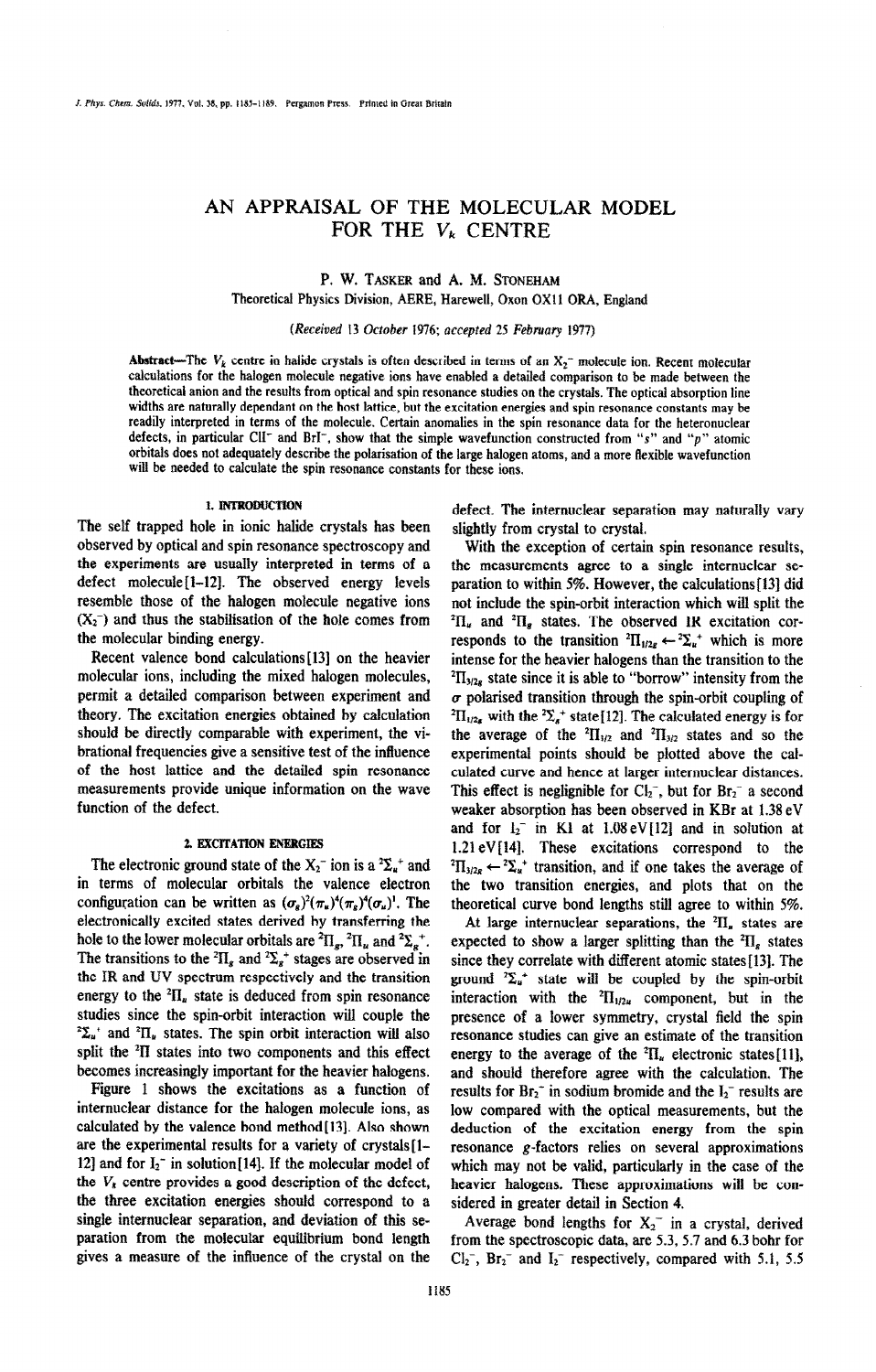# AN APPRAISAL OF THE MOLECULAR MODEL FOR THE $V_k$ CENTRE

P. W. Tasker and A. M. Stoneham

Theoretical Physics Division, AERE, Harewell, Oxon OX11 ORA, England

(*Received* 13 *October* 1976; *accepted* 25 *February* 1977)

**Abstract**—The $V_k$ centre in halide crystals is often described in terms of an $X_2^-$ molecule ion. Recent molecular calculations for the halogen molecule negative ions have enabled a detailed comparison to be made between the theoretical anion and the results from optical and spin resonance studies on the crystals. The optical absorption line widths are naturally dependant on the host lattice, but the excitation energies and spin resonance constants may be readily interpreted in terms of the molecule. Certain anomalies in the spin resonance data for the heteronuclear defects, in particular $ClI^-$ and $BrI^-$, show that the simple wavefunction constructed from "$s$" and "$p$" atomic orbitals does not adequately describe the polarisation of the large halogen atoms, and a more flexible wavefunction will be needed to calculate the spin resonance constants for these ions.

## 1. INTRODUCTION

The self trapped hole in ionic halide crystals has been observed by optical and spin resonance spectroscopy and the experiments are usually interpreted in terms of a defect molecule[1–12]. The observed energy levels resemble those of the halogen molecule negative ions ($X_2^-$) and thus the stabilisation of the hole comes from the molecular binding energy.

Recent valence bond calculations[13] on the heavier molecular ions, including the mixed halogen molecules, permit a detailed comparison between experiment and theory. The excitation energies obtained by calculation should be directly comparable with experiment, the vibrational frequencies give a sensitive test of the influence of the host lattice and the detailed spin resonance measurements provide unique information on the wave function of the defect.

## 2. EXCITATION ENERGIES

The electronic ground state of the $X_2^-$ ion is a ${}^2\Sigma_u^+$ and in terms of molecular orbitals the valence electron configuration can be written as $(\sigma_g)^2(\pi_u)^4(\pi_g)^4(\sigma_u)^1$. The electronically excited states derived by transferring the hole to the lower molecular orbitals are ${}^2\Pi_g$, ${}^2\Pi_u$ and ${}^2\Sigma_g^+$. The transitions to the ${}^2\Pi_g$ and ${}^2\Sigma_g^+$ stages are observed in the IR and UV spectrum respectively and the transition energy to the ${}^2\Pi_u$ state is deduced from spin resonance studies since the spin-orbit interaction will couple the ${}^2\Sigma_u^+$ and ${}^2\Pi_u$ states. The spin orbit interaction will also split the ${}^2\Pi$ states into two components and this effect becomes increasingly important for the heavier halogens.

Figure 1 shows the excitations as a function of internuclear distance for the halogen molecule ions, as calculated by the valence bond method[13]. Also shown are the experimental results for a variety of crystals[1–12] and for $I_2^-$ in solution[14]. If the molecular model of the $V_k$ centre provides a good description of the defect, the three excitation energies should correspond to a single internuclear separation, and deviation of this separation from the molecular equilibrium bond length gives a measure of the influence of the crystal on the defect. The internuclear separation may naturally vary slightly from crystal to crystal.

With the exception of certain spin resonance results, the measurements agree to a single internuclear separation to within 5%. However, the calculations[13] did not include the spin-orbit interaction which will split the ${}^2\Pi_u$ and ${}^2\Pi_g$ states. The observed IR excitation corresponds to the transition ${}^2\Pi_{1/2g} \leftarrow {}^2\Sigma_u^+$ which is more intense for the heavier halogens than the transition to the ${}^2\Pi_{3/2g}$ state since it is able to "borrow" intensity from the $\sigma$ polarised transition through the spin-orbit coupling of ${}^2\Pi_{1/2g}$ with the ${}^2\Sigma_g^+$ state[12]. The calculated energy is for the average of the ${}^2\Pi_{1/2}$ and ${}^2\Pi_{3/2}$ states and so the experimental points should be plotted above the calculated curve and hence at larger internuclear distances. This effect is negligible for $Cl_2^-$, but for $Br_2^-$ a second weaker absorption has been observed in KBr at 1.38 eV and for $I_2^-$ in KI at 1.08 eV[12] and in solution at 1.21 eV[14]. These excitations correspond to the ${}^2\Pi_{3/2g} \leftarrow {}^2\Sigma_u^+$ transition, and if one takes the average of the two transition energies, and plots that on the theoretical curve bond lengths still agree to within 5%.

At large internuclear separations, the ${}^2\Pi_u$ states are expected to show a larger splitting than the ${}^2\Pi_g$ states since they correlate with different atomic states[13]. The ground ${}^2\Sigma_u^+$ state will be coupled by the spin-orbit interaction with the ${}^2\Pi_{1/2u}$ component, but in the presence of a lower symmetry, crystal field the spin resonance studies can give an estimate of the transition energy to the average of the ${}^2\Pi_u$ electronic states[11], and should therefore agree with the calculation. The results for $Br_2^-$ in sodium bromide and the $I_2^-$ results are low compared with the optical measurements, but the deduction of the excitation energy from the spin resonance $g$-factors relies on several approximations which may not be valid, particularly in the case of the heavier halogens. These approximations will be considered in greater detail in Section 4.

Average bond lengths for $X_2^-$ in a crystal, derived from the spectroscopic data, are 5.3, 5.7 and 6.3 bohr for $Cl_2^-$, $Br_2^-$ and $I_2^-$ respectively, compared with 5.1, 5.5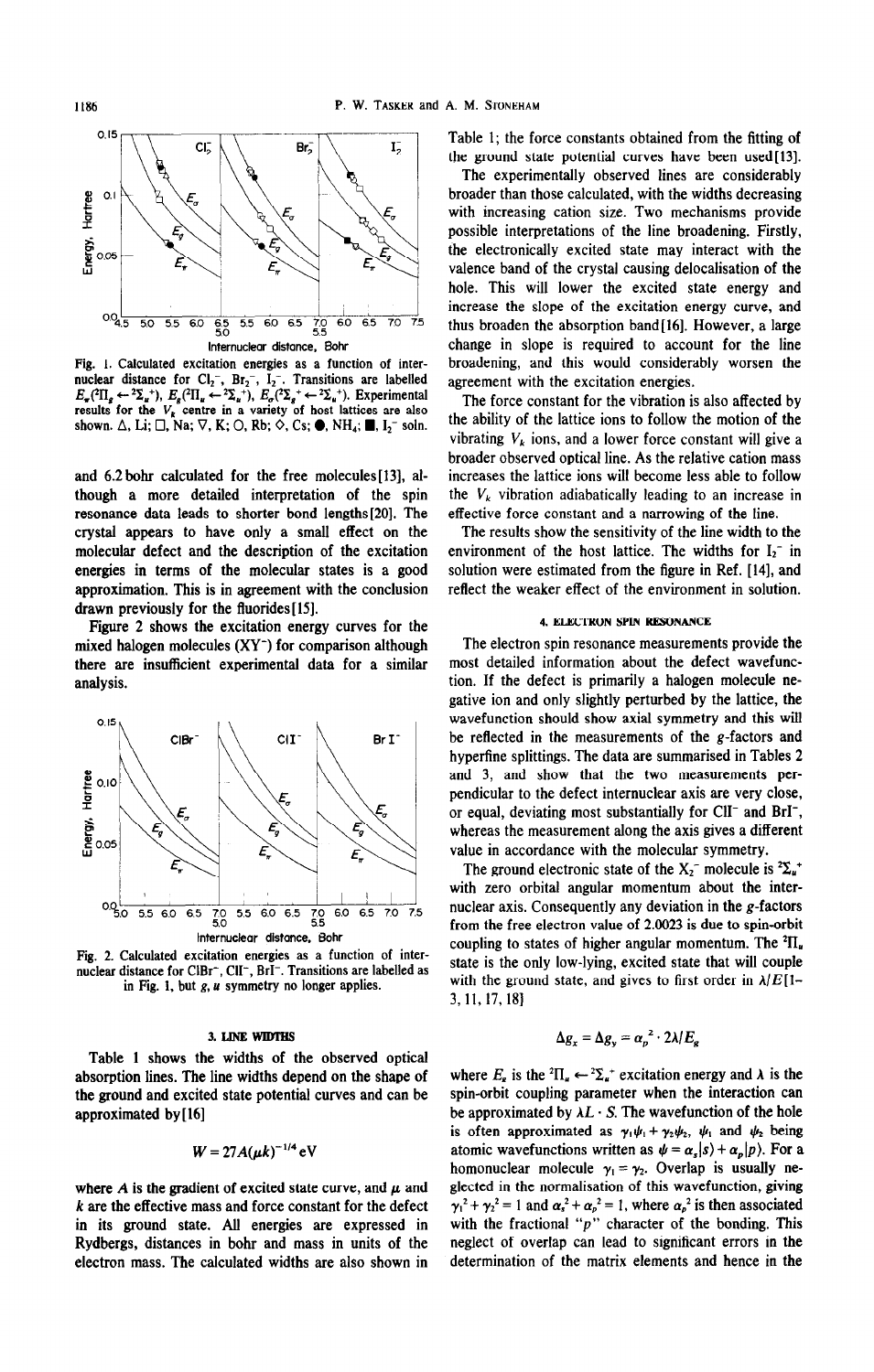Fig. 1. Calculated excitation energies as a function of internuclear distance for $Cl_2^-$, $Br_2^-$, $I_2^-$. Transitions are labelled $E_\pi(^2\Pi_g \leftarrow {}^2\Sigma_u^+)$, $E_g(^2\Pi_u \leftarrow {}^2\Sigma_u^+)$, $E_\sigma(^2\Sigma_g^+ \leftarrow {}^2\Sigma_u^+)$. Experimental results for the $V_k$ centre in a variety of host lattices are also shown. △, Li; □, Na; ▽, K; ○, Rb; ◇, Cs; ●, $NH_4$; ■, $I_2^-$ soln.

and 6.2 bohr calculated for the free molecules[13], although a more detailed interpretation of the spin resonance data leads to shorter bond lengths[20]. The crystal appears to have only a small effect on the molecular defect and the description of the excitation energies in terms of the molecular states is a good approximation. This is in agreement with the conclusion drawn previously for the fluorides[15].

Figure 2 shows the excitation energy curves for the mixed halogen molecules ($XY^-$) for comparison although there are insufficient experimental data for a similar analysis.

Fig. 2. Calculated excitation energies as a function of internuclear distance for $ClBr^-$, $ClI^-$, $BrI^-$. Transitions are labelled as in Fig. 1, but $g$, $u$ symmetry no longer applies.

## 3. LINE WIDTHS

Table 1 shows the widths of the observed optical absorption lines. The line widths depend on the shape of the ground and excited state potential curves and can be approximated by[16]

$$W = 27A(\mu k)^{-1/4}\,\text{eV}$$

where $A$ is the gradient of excited state curve, and $\mu$ and $k$ are the effective mass and force constant for the defect in its ground state. All energies are expressed in Rydbergs, distances in bohr and mass in units of the electron mass. The calculated widths are also shown in Table 1; the force constants obtained from the fitting of the ground state potential curves have been used[13].

The experimentally observed lines are considerably broader than those calculated, with the widths decreasing with increasing cation size. Two mechanisms provide possible interpretations of the line broadening. Firstly, the electronically excited state may interact with the valence band of the crystal causing delocalisation of the hole. This will lower the excited state energy and increase the slope of the excitation energy curve, and thus broaden the absorption band[16]. However, a large change in slope is required to account for the line broadening, and this would considerably worsen the agreement with the excitation energies.

The force constant for the vibration is also affected by the ability of the lattice ions to follow the motion of the vibrating $V_k$ ions, and a lower force constant will give a broader observed optical line. As the relative cation mass increases the lattice ions will become less able to follow the $V_k$ vibration adiabatically leading to an increase in effective force constant and a narrowing of the line.

The results show the sensitivity of the line width to the environment of the host lattice. The widths for $I_2^-$ in solution were estimated from the figure in Ref. [14], and reflect the weaker effect of the environment in solution.

## 4. ELECTRON SPIN RESONANCE

The electron spin resonance measurements provide the most detailed information about the defect wavefunction. If the defect is primarily a halogen molecule negative ion and only slightly perturbed by the lattice, the wavefunction should show axial symmetry and this will be reflected in the measurements of the $g$-factors and hyperfine splittings. The data are summarised in Tables 2 and 3, and show that the two measurements perpendicular to the defect internuclear axis are very close, or equal, deviating most substantially for $ClI^-$ and $BrI^-$, whereas the measurement along the axis gives a different value in accordance with the molecular symmetry.

The ground electronic state of the $X_2^-$ molecule is $^2\Sigma_u^+$ with zero orbital angular momentum about the internuclear axis. Consequently any deviation in the $g$-factors from the free electron value of 2.0023 is due to spin-orbit coupling to states of higher angular momentum. The $^2\Pi_u$ state is the only low-lying, excited state that will couple with the ground state, and gives to first order in $\lambda/E$[1–3, 11, 17, 18]

$$\Delta g_x = \Delta g_y = \alpha_p^2 \cdot 2\lambda/E_g$$

where $E_g$ is the $^2\Pi_u \leftarrow {}^2\Sigma_u^+$ excitation energy and $\lambda$ is the spin-orbit coupling parameter when the interaction can be approximated by $\lambda L \cdot S$. The wavefunction of the hole is often approximated as $\gamma_1\psi_1 + \gamma_2\psi_2$, $\psi_1$ and $\psi_2$ being atomic wavefunctions written as $\psi = \alpha_s|s\rangle + \alpha_p|p\rangle$. For a homonuclear molecule $\gamma_1 = \gamma_2$. Overlap is usually neglected in the normalisation of this wavefunction, giving $\gamma_1^2 + \gamma_2^2 = 1$ and $\alpha_s^2 + \alpha_p^2 = 1$, where $\alpha_p^2$ is then associated with the fractional "$p$" character of the bonding. This neglect of overlap can lead to significant errors in the determination of the matrix elements and hence in the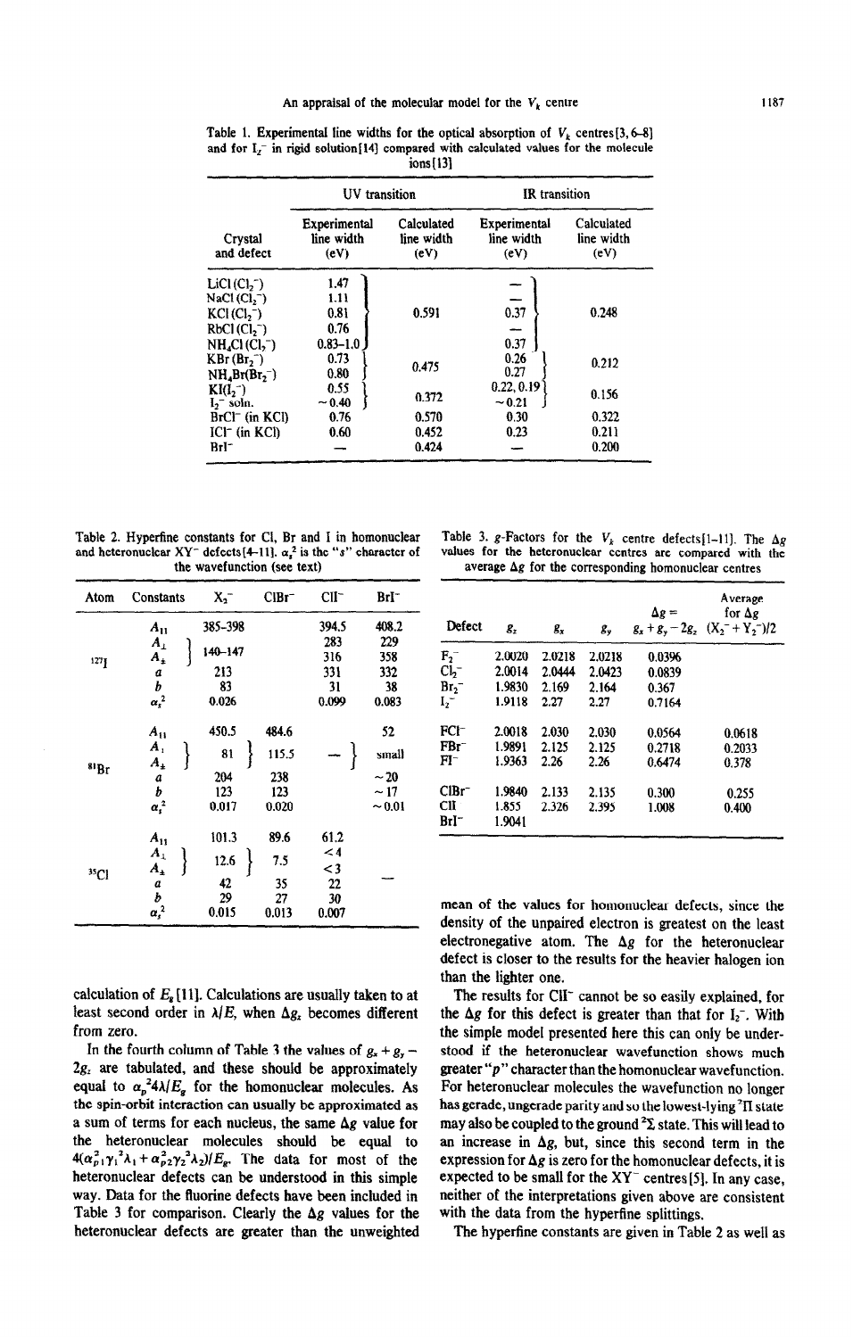Table 1. Experimental line widths for the optical absorption of $V_k$ centres[3, 6–8] and for $I_2^-$ in rigid solution[14] compared with calculated values for the molecule ions[13]

| Crystal and defect | UV transition: Experimental line width (eV) | UV transition: Calculated line width (eV) | IR transition: Experimental line width (eV) | IR transition: Calculated line width (eV) |
|---|---|---|---|---|
| LiCl ($Cl_2^-$) | 1.47 | 0.591 | — | 0.248 |
| NaCl ($Cl_2^-$) | 1.11 | | — | |
| KCl ($Cl_2^-$) | 0.81 | | 0.37 | |
| RbCl ($Cl_2^-$) | 0.76 | | — | |
| $NH_4Cl$ ($Cl_2^-$) | 0.83–1.0 | | 0.37 | |
| KBr ($Br_2^-$) | 0.73 | 0.475 | 0.26 | 0.212 |
| $NH_4Br$ ($Br_2^-$) | 0.80 | | 0.27 | |
| KI ($I_2^-$) | 0.55 | 0.372 | 0.22, 0.19 | 0.156 |
| $I_2^-$ soln. | ~0.40 | | ~0.21 | |
| $BrCl^-$ (in KCl) | 0.76 | 0.570 | 0.30 | 0.322 |
| $ICl^-$ (in KCl) | 0.60 | 0.452 | 0.23 | 0.211 |
| $BrI^-$ | — | 0.424 | — | 0.200 |

Table 2. Hyperfine constants for Cl, Br and I in homonuclear and heteronuclear $XY^-$ defects[4–11]. $\alpha_s^2$ is the "s" character of the wavefunction (see text)

| Atom | Constants | $X_2^-$ | $ClBr^-$ | $ClI^-$ | $BrI^-$ |
|---|---|---|---|---|---|
| $^{127}I$ | $A_{\parallel}$ | 385–398 | | 394.5 | 408.2 |
| | $A_{\perp}$ | 140–147 | | 283 | 229 |
| | $A_{\pm}$ | | | 316 | 358 |
| | $a$ | 213 | | 331 | 332 |
| | $b$ | 83 | | 31 | 38 |
| | $\alpha_s^2$ | 0.026 | | 0.099 | 0.083 |
| $^{81}Br$ | $A_{\parallel}$ | 450.5 | 484.6 | | 52 |
| | $A_{\perp}$ | 81 | 115.5 | — | small |
| | $A_{\pm}$ | | | | |
| | $a$ | 204 | 238 | | ~20 |
| | $b$ | 123 | 123 | | ~17 |
| | $\alpha_s^2$ | 0.017 | 0.020 | | ~0.01 |
| $^{35}Cl$ | $A_{\parallel}$ | 101.3 | 89.6 | 61.2 | — |
| | $A_{\perp}$ | 12.6 | 7.5 | <4 | |
| | $A_{\pm}$ | | | <3 | |
| | $a$ | 42 | 35 | 22 | |
| | $b$ | 29 | 27 | 30 | |
| | $\alpha_s^2$ | 0.015 | 0.013 | 0.007 | |

Table 3. g-Factors for the $V_k$ centre defects[1–11]. The $\Delta g$ values for the heteronuclear centres are compared with the average $\Delta g$ for the corresponding homonuclear centres

| Defect | $g_z$ | $g_x$ | $g_y$ | $\Delta g = g_x + g_y - 2g_z$ | Average for $\Delta g$ $(X_2^- + Y_2^-)/2$ |
|---|---|---|---|---|---|
| $F_2^-$ | 2.0020 | 2.0218 | 2.0218 | 0.0396 | |
| $Cl_2^-$ | 2.0014 | 2.0444 | 2.0423 | 0.0839 | |
| $Br_2^-$ | 1.9830 | 2.169 | 2.164 | 0.367 | |
| $I_2^-$ | 1.9118 | 2.27 | 2.27 | 0.7164 | |
| $FCl^-$ | 2.0018 | 2.030 | 2.030 | 0.0564 | 0.0618 |
| $FBr^-$ | 1.9891 | 2.125 | 2.125 | 0.2718 | 0.2033 |
| $FI^-$ | 1.9363 | 2.26 | 2.26 | 0.6474 | 0.378 |
| $ClBr^-$ | 1.9840 | 2.133 | 2.135 | 0.300 | 0.255 |
| $ClI^-$ | 1.855 | 2.326 | 2.395 | 1.008 | 0.400 |
| $BrI^-$ | 1.9041 | | | | |

calculation of $E_g$[11]. Calculations are usually taken to at least second order in $\lambda/E$, when $\Delta g_z$ becomes different from zero.

In the fourth column of Table 3 the values of $g_x + g_y - 2g_z$ are tabulated, and these should be approximately equal to $\alpha_p^2 4\lambda/E_g$ for the homonuclear molecules. As the spin-orbit interaction can usually be approximated as a sum of terms for each nucleus, the same $\Delta g$ value for the heteronuclear molecules should be equal to $4(\alpha_{p1}^2\gamma_1^2\lambda_1 + \alpha_{p2}^2\gamma_2^2\lambda_2)/E_g$. The data for most of the heteronuclear defects can be understood in this simple way. Data for the fluorine defects have been included in Table 3 for comparison. Clearly the $\Delta g$ values for the heteronuclear defects are greater than the unweighted mean of the values for homonuclear defects, since the density of the unpaired electron is greatest on the least electronegative atom. The $\Delta g$ for the heteronuclear defect is closer to the results for the heavier halogen ion than the lighter one.

The results for $ClI^-$ cannot be so easily explained, for the $\Delta g$ for this defect is greater than that for $I_2^-$. With the simple model presented here this can only be understood if the heteronuclear wavefunction shows much greater "p" character than the homonuclear wavefunction. For heteronuclear molecules the wavefunction no longer has gerade, ungerade parity and so the lowest-lying $^2\Pi$ state may also be coupled to the ground $^2\Sigma$ state. This will lead to an increase in $\Delta g$, but, since this second term in the expression for $\Delta g$ is zero for the homonuclear defects, it is expected to be small for the $XY^-$ centres[5]. In any case, neither of the interpretations given above are consistent with the data from the hyperfine splittings.

The hyperfine constants are given in Table 2 as well as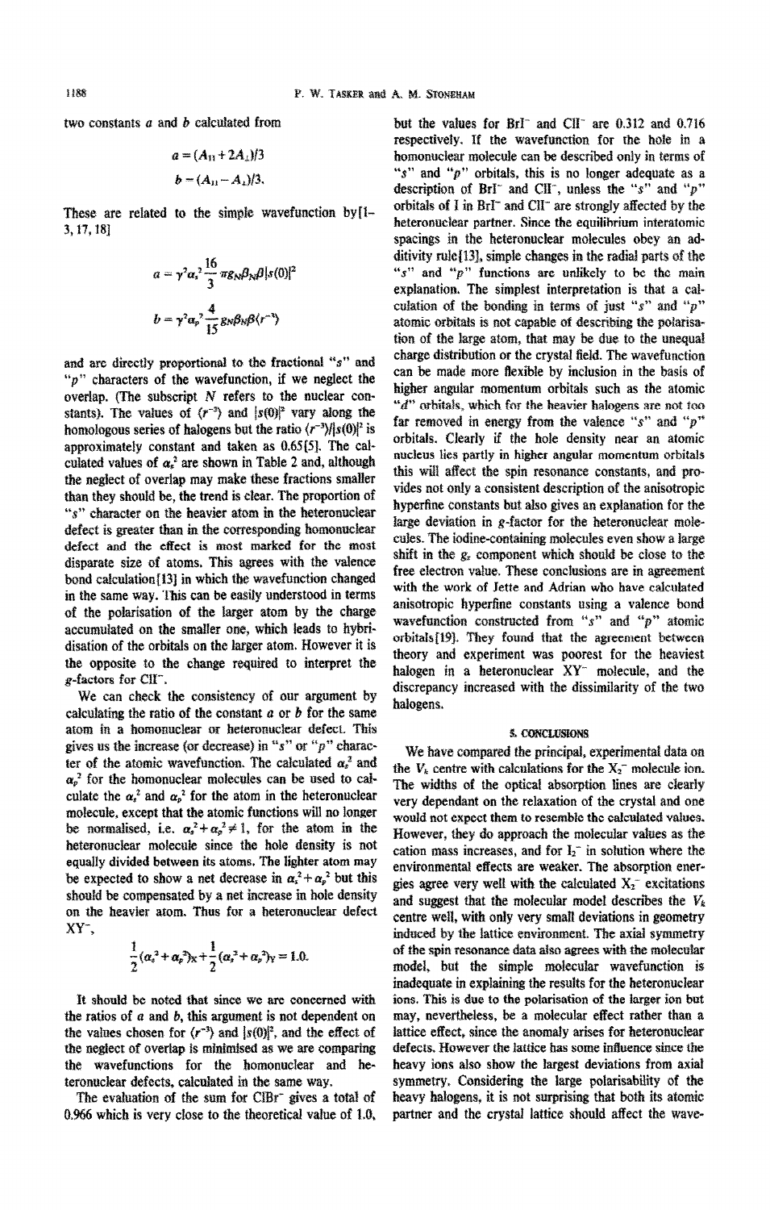two constants $a$ and $b$ calculated from

$$a = (A_{\parallel} + 2A_{\perp})/3$$

$$b = (A_{\parallel} - A_{\perp})/3.$$

These are related to the simple wavefunction by[1–3, 17, 18]

$$a = \gamma^2 \alpha_s^2 \frac{16}{3} \pi g_N \beta_N \beta |s(0)|^2$$

$$b = \gamma^2 \alpha_p^2 \frac{4}{15} g_N \beta_N \beta \langle r^{-3} \rangle$$

and are directly proportional to the fractional "$s$" and "$p$" characters of the wavefunction, if we neglect the overlap. (The subscript $N$ refers to the nuclear constants). The values of $\langle r^{-3} \rangle$ and $|s(0)|^2$ vary along the homologous series of halogens but the ratio $\langle r^{-3} \rangle / |s(0)|^2$ is approximately constant and taken as 0.65[5]. The calculated values of $\alpha_s^2$ are shown in Table 2 and, although the neglect of overlap may make these fractions smaller than they should be, the trend is clear. The proportion of "$s$" character on the heavier atom in the heteronuclear defect is greater than in the corresponding homonuclear defect and the effect is most marked for the most disparate size of atoms. This agrees with the valence bond calculation[13] in which the wavefunction changed in the same way. This can be easily understood in terms of the polarisation of the larger atom by the charge accumulated on the smaller one, which leads to hybridisation of the orbitals on the larger atom. However it is the opposite to the change required to interpret the $g$-factors for $ClI^-$.

We can check the consistency of our argument by calculating the ratio of the constant $a$ or $b$ for the same atom in a homonuclear or heteronuclear defect. This gives us the increase (or decrease) in "$s$" or "$p$" character of the atomic wavefunction. The calculated $\alpha_s^2$ and $\alpha_p^2$ for the homonuclear molecules can be used to calculate the $\alpha_s^2$ and $\alpha_p^2$ for the atom in the heteronuclear molecule, except that the atomic functions will no longer be normalised, i.e. $\alpha_s^2 + \alpha_p^2 \neq 1$, for the atom in the heteronuclear molecule since the hole density is not equally divided between its atoms. The lighter atom may be expected to show a net decrease in $\alpha_s^2 + \alpha_p^2$ but this should be compensated by a net increase in hole density on the heavier atom. Thus for a heteronuclear defect $XY^-$,

$$\frac{1}{2}(\alpha_s^2 + \alpha_p^2)_X + \frac{1}{2}(\alpha_s^2 + \alpha_p^2)_Y = 1.0.$$

It should be noted that since we are concerned with the ratios of $a$ and $b$, this argument is not dependent on the values chosen for $\langle r^{-3} \rangle$ and $|s(0)|^2$, and the effect of the neglect of overlap is minimised as we are comparing the wavefunctions for the homonuclear and heteronuclear defects, calculated in the same way.

The evaluation of the sum for $ClBr^-$ gives a total of 0.966 which is very close to the theoretical value of 1.0, but the values for $BrI^-$ and $ClI^-$ are 0.312 and 0.716 respectively. If the wavefunction for the hole in a homonuclear molecule can be described only in terms of "$s$" and "$p$" orbitals, this is no longer adequate as a description of $BrI^-$ and $ClI^-$, unless the "$s$" and "$p$" orbitals of I in $BrI^-$ and $ClI^-$ are strongly affected by the heteronuclear partner. Since the equilibrium interatomic spacings in the heteronuclear molecules obey an additivity rule[13], simple changes in the radial parts of the "$s$" and "$p$" functions are unlikely to be the main explanation. The simplest interpretation is that a calculation of the bonding in terms of just "$s$" and "$p$" atomic orbitals is not capable of describing the polarisation of the large atom, that may be due to the unequal charge distribution or the crystal field. The wavefunction can be made more flexible by inclusion in the basis of higher angular momentum orbitals such as the atomic "$d$" orbitals, which for the heavier halogens are not too far removed in energy from the valence "$s$" and "$p$" orbitals. Clearly if the hole density near an atomic nucleus lies partly in higher angular momentum orbitals this will affect the spin resonance constants, and provides not only a consistent description of the anisotropic hyperfine constants but also gives an explanation for the large deviation in $g$-factor for the heteronuclear molecules. The iodine-containing molecules even show a large shift in the $g_z$ component which should be close to the free electron value. These conclusions are in agreement with the work of Jette and Adrian who have calculated anisotropic hyperfine constants using a valence bond wavefunction constructed from "$s$" and "$p$" atomic orbitals[19]. They found that the agreement between theory and experiment was poorest for the heaviest halogen in a heteronuclear $XY^-$ molecule, and the discrepancy increased with the dissimilarity of the two halogens.

## 5. CONCLUSIONS

We have compared the principal, experimental data on the $V_k$ centre with calculations for the $X_2^-$ molecule ion. The widths of the optical absorption lines are clearly very dependant on the relaxation of the crystal and one would not expect them to resemble the calculated values. However, they do approach the molecular values as the cation mass increases, and for $I_2^-$ in solution where the environmental effects are weaker. The absorption energies agree very well with the calculated $X_2^-$ excitations and suggest that the molecular model describes the $V_k$ centre well, with only very small deviations in geometry induced by the lattice environment. The axial symmetry of the spin resonance data also agrees with the molecular model, but the simple molecular wavefunction is inadequate in explaining the results for the heteronuclear ions. This is due to the polarisation of the larger ion but may, nevertheless, be a molecular effect rather than a lattice effect, since the anomaly arises for heteronuclear defects. However the lattice has some influence since the heavy ions also show the largest deviations from axial symmetry. Considering the large polarisability of the heavy halogens, it is not surprising that both its atomic partner and the crystal lattice should affect the wave-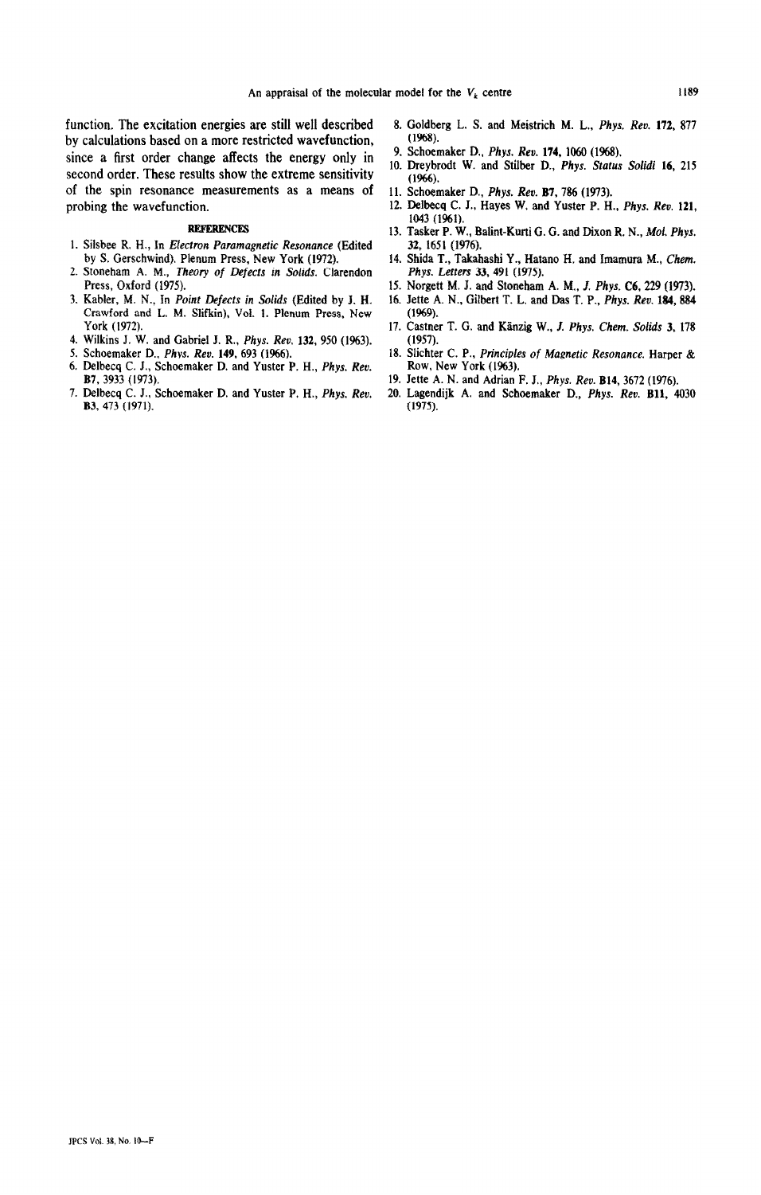function. The excitation energies are still well described by calculations based on a more restricted wavefunction, since a first order change affects the energy only in second order. These results show the extreme sensitivity of the spin resonance measurements as a means of probing the wavefunction.

## REFERENCES

1. Silsbee R. H., In *Electron Paramagnetic Resonance* (Edited by S. Gerschwind). Plenum Press, New York (1972).
2. Stoneham A. M., *Theory of Defects in Solids*. Clarendon Press, Oxford (1975).
3. Kabler, M. N., In *Point Defects in Solids* (Edited by J. H. Crawford and L. M. Slifkin), Vol. 1. Plenum Press, New York (1972).
4. Wilkins J. W. and Gabriel J. R., *Phys. Rev.* **132**, 950 (1963).
5. Schoemaker D., *Phys. Rev.* **149**, 693 (1966).
6. Delbecq C. J., Schoemaker D. and Yuster P. H., *Phys. Rev.* **B7**, 3933 (1973).
7. Delbecq C. J., Schoemaker D. and Yuster P. H., *Phys. Rev.* **B3**, 473 (1971).
8. Goldberg L. S. and Meistrich M. L., *Phys. Rev.* **172**, 877 (1968).
9. Schoemaker D., *Phys. Rev.* **174**, 1060 (1968).
10. Dreybrodt W. and Silber D., *Phys. Status Solidi* **16**, 215 (1966).
11. Schoemaker D., *Phys. Rev.* **B7**, 786 (1973).
12. Delbecq C. J., Hayes W. and Yuster P. H., *Phys. Rev.* **121**, 1043 (1961).
13. Tasker P. W., Balint-Kurti G. G. and Dixon R. N., *Mol. Phys.* **32**, 1651 (1976).
14. Shida T., Takahashi Y., Hatano H. and Imamura M., *Chem. Phys. Letters* **33**, 491 (1975).
15. Norgett M. J. and Stoneham A. M., *J. Phys.* **C6**, 229 (1973).
16. Jette A. N., Gilbert T. L. and Das T. P., *Phys. Rev.* **184**, 884 (1969).
17. Castner T. G. and Känzig W., *J. Phys. Chem. Solids* **3**, 178 (1957).
18. Slichter C. P., *Principles of Magnetic Resonance*. Harper & Row, New York (1963).
19. Jette A. N. and Adrian F. J., *Phys. Rev.* **B14**, 3672 (1976).
20. Lagendijk A. and Schoemaker D., *Phys. Rev.* **B11**, 4030 (1975).